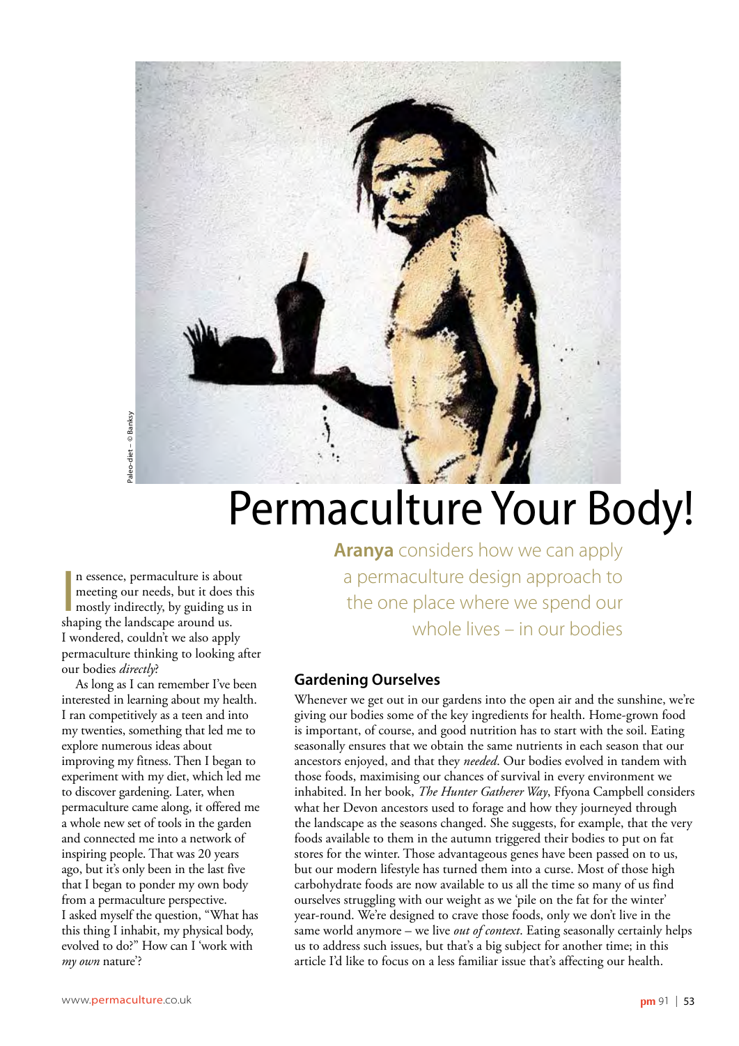Paleo-diet – © Banksy

# Permaculture Your Body!

**Aranya** considers how we can apply a permaculture design approach to the one place where we spend our whole lives – in our bodies

In essence, permaculture is about meeting our needs, but it does this mostly indirectly, by guiding us in shaping the landscape around us. I wondered, couldn't we also apply permaculture thinking to looking after our bodies *directly*?

As long as I can remember I've been interested in learning about my health. I ran competitively as a teen and into my twenties, something that led me to explore numerous ideas about improving my fitness. Then I began to experiment with my diet, which led me to discover gardening. Later, when permaculture came along, it offered me a whole new set of tools in the garden and connected me into a network of inspiring people. That was 20 years ago, but it's only been in the last five that I began to ponder my own body from a permaculture perspective. I asked myself the question, "What has this thing I inhabit, my physical body, evolved to do?" How can I 'work with *my own* nature'?

## Gardening Ourselves

Whenever we get out in our gardens into the open air and the sunshine, we're giving our bodies some of the key ingredients for health. Home-grown food is important, of course, and good nutrition has to start with the soil. Eating seasonally ensures that we obtain the same nutrients in each season that our ancestors enjoyed, and that they *needed*. Our bodies evolved in tandem with those foods, maximising our chances of survival in every environment we inhabited. In her book, *The Hunter Gatherer Way*, Ffyona Campbell considers what her Devon ancestors used to forage and how they journeyed through the landscape as the seasons changed. She suggests, for example, that the very foods available to them in the autumn triggered their bodies to put on fat stores for the winter. Those advantageous genes have been passed on to us, but our modern lifestyle has turned them into a curse. Most of those high carbohydrate foods are now available to us all the time so many of us find ourselves struggling with our weight as we 'pile on the fat for the winter' year-round. We're designed to crave those foods, only we don't live in the same world anymore – we live *out of context*. Eating seasonally certainly helps us to address such issues, but that's a big subject for another time; in this article I'd like to focus on a less familiar issue that's affecting our health.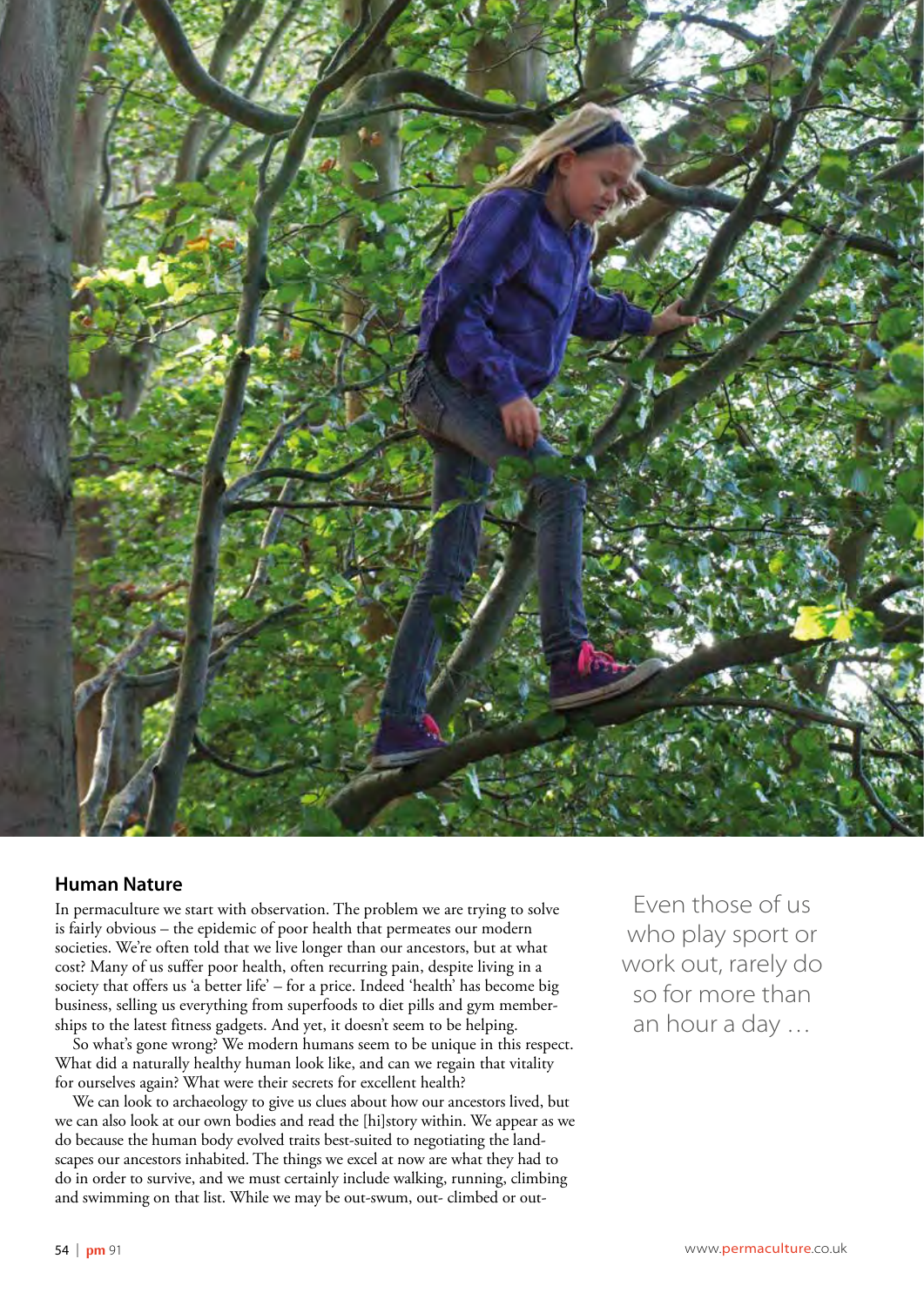## Human Nature

In permaculture we start with observation. The problem we are trying to solve is fairly obvious – the epidemic of poor health that permeates our modern societies. We're often told that we live longer than our ancestors, but at what cost? Many of us suffer poor health, often recurring pain, despite living in a society that offers us 'a better life' – for a price. Indeed 'health' has become big business, selling us everything from superfoods to diet pills and gym memberships to the latest fitness gadgets. And yet, it doesn't seem to be helping.

So what's gone wrong? We modern humans seem to be unique in this respect. What did a naturally healthy human look like, and can we regain that vitality for ourselves again? What were their secrets for excellent health?

We can look to archaeology to give us clues about how our ancestors lived, but we can also look at our own bodies and read the [hi]story within. We appear as we do because the human body evolved traits best-suited to negotiating the landscapes our ancestors inhabited. The things we excel at now are what they had to do in order to survive, and we must certainly include walking, running, climbing and swimming on that list. While we may be out-swum, out- climbed or out-

Even those of us who play sport or work out, rarely do so for more than an hour a day …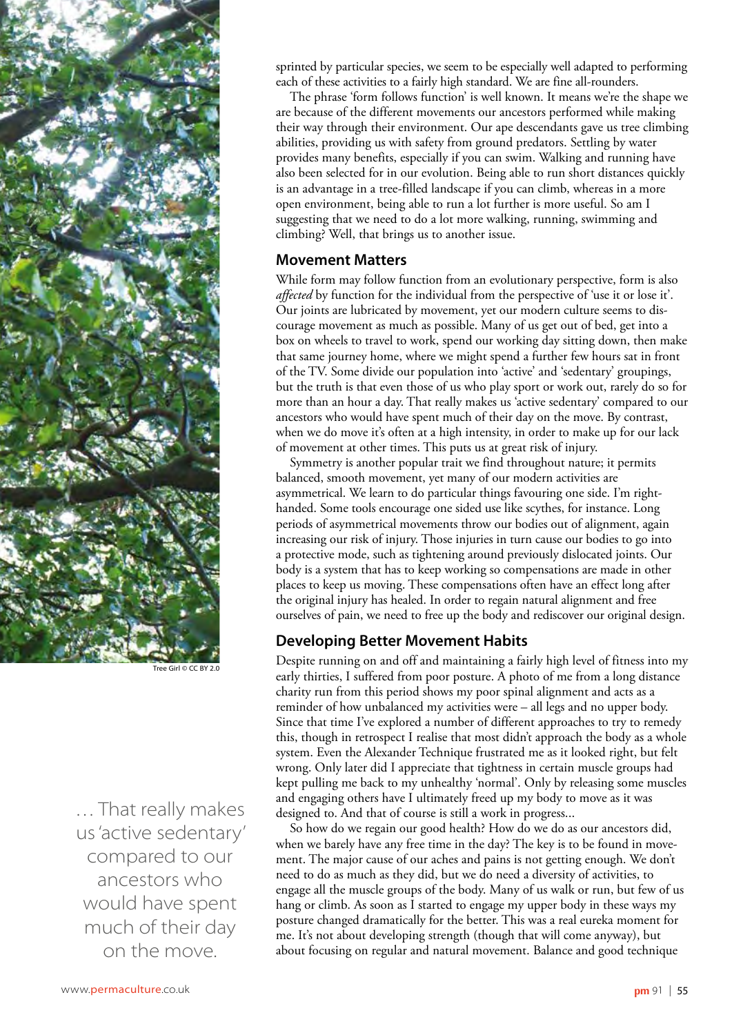sprinted by particular species, we seem to be especially well adapted to performing each of these activities to a fairly high standard. We are fine all-rounders.

The phrase 'form follows function' is well known. It means we're the shape we are because of the different movements our ancestors performed while making their way through their environment. Our ape descendants gave us tree climbing abilities, providing us with safety from ground predators. Settling by water provides many benefits, especially if you can swim. Walking and running have also been selected for in our evolution. Being able to run short distances quickly is an advantage in a tree-filled landscape if you can climb, whereas in a more open environment, being able to run a lot further is more useful. So am I suggesting that we need to do a lot more walking, running, swimming and climbing? Well, that brings us to another issue.

## Movement Matters

While form may follow function from an evolutionary perspective, form is also *affected* by function for the individual from the perspective of 'use it or lose it'. Our joints are lubricated by movement, yet our modern culture seems to discourage movement as much as possible. Many of us get out of bed, get into a box on wheels to travel to work, spend our working day sitting down, then make that same journey home, where we might spend a further few hours sat in front of the TV. Some divide our population into 'active' and 'sedentary' groupings, but the truth is that even those of us who play sport or work out, rarely do so for more than an hour a day. That really makes us 'active sedentary' compared to our ancestors who would have spent much of their day on the move. By contrast, when we do move it's often at a high intensity, in order to make up for our lack of movement at other times. This puts us at great risk of injury.

Symmetry is another popular trait we find throughout nature; it permits balanced, smooth movement, yet many of our modern activities are asymmetrical. We learn to do particular things favouring one side. I'm right-handed. Some tools encourage one sided use like scythes, for instance. Long periods of asymmetrical movements throw our bodies out of alignment, again increasing our risk of injury. Those injuries in turn cause our bodies to go into a protective mode, such as tightening around previously dislocated joints. Our body is a system that has to keep working so compensations are made in other places to keep us moving. These compensations often have an effect long after the original injury has healed. In order to regain natural alignment and free ourselves of pain, we need to free up the body and rediscover our original design.

## Developing Better Movement Habits

Despite running on and off and maintaining a fairly high level of fitness into my early thirties, I suffered from poor posture. A photo of me from a long distance charity run from this period shows my poor spinal alignment and acts as a reminder of how unbalanced my activities were – all legs and no upper body. Since that time I've explored a number of different approaches to try to remedy this, though in retrospect I realise that most didn't approach the body as a whole system. Even the Alexander Technique frustrated me as it looked right, but felt wrong. Only later did I appreciate that tightness in certain muscle groups had kept pulling me back to my unhealthy 'normal'. Only by releasing some muscles and engaging others have I ultimately freed up my body to move as it was designed to. And that of course is still a work in progress...

So how do we regain our good health? How do we do as our ancestors did, when we barely have any free time in the day? The key is to be found in movement. The major cause of our aches and pains is not getting enough. We don't need to do as much as they did, but we do need a diversity of activities, to engage all the muscle groups of the body. Many of us walk or run, but few of us hang or climb. As soon as I started to engage my upper body in these ways my posture changed dramatically for the better. This was a real eureka moment for me. It's not about developing strength (though that will come anyway), but about focusing on regular and natural movement. Balance and good technique

Tree Girl © CC BY 2.0

> ... That really makes us 'active sedentary' compared to our ancestors who would have spent much of their day on the move.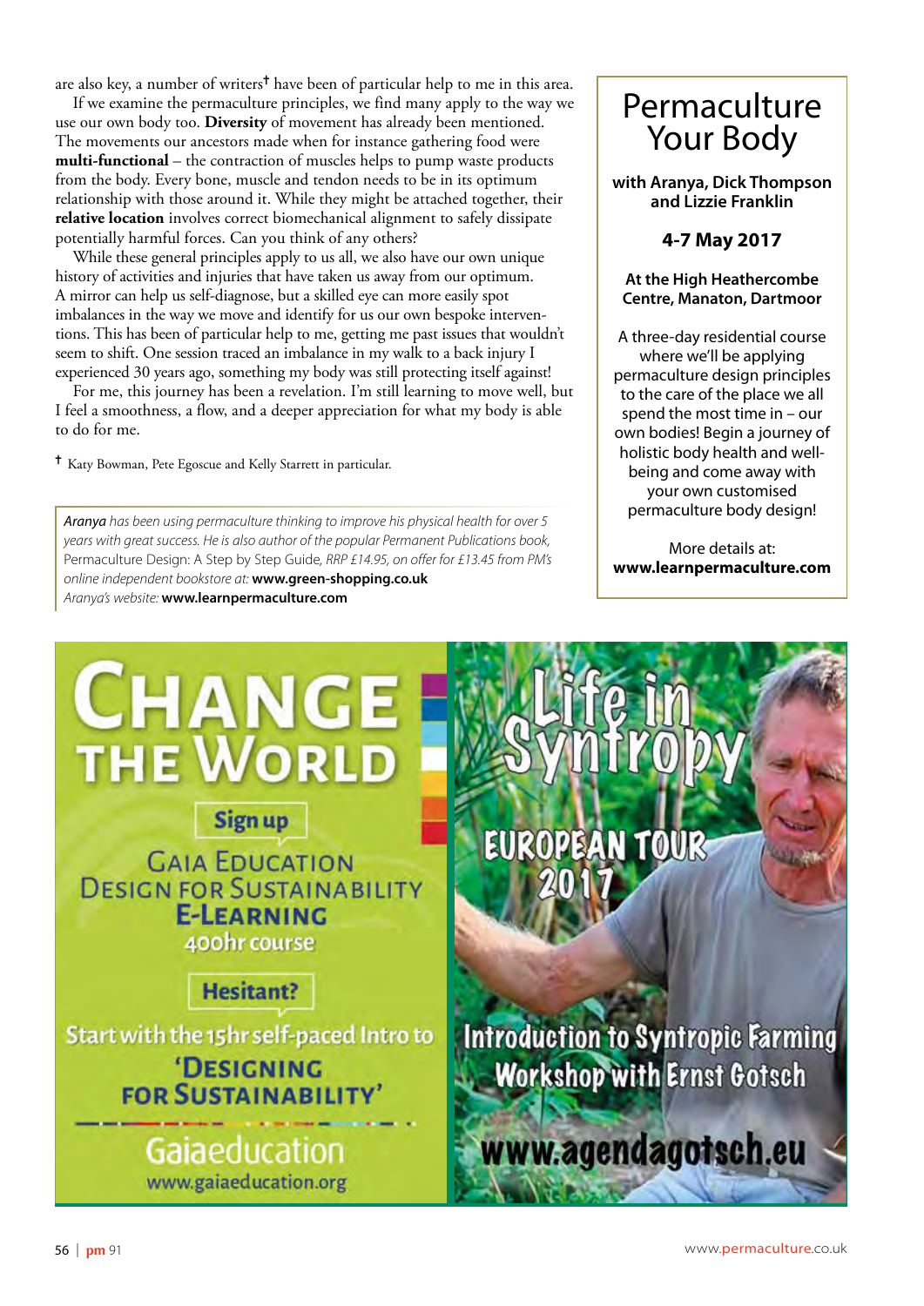are also key, a number of writers† have been of particular help to me in this area.

If we examine the permaculture principles, we find many apply to the way we use our own body too. **Diversity** of movement has already been mentioned. The movements our ancestors made when for instance gathering food were **multi-functional** – the contraction of muscles helps to pump waste products from the body. Every bone, muscle and tendon needs to be in its optimum relationship with those around it. While they might be attached together, their **relative location** involves correct biomechanical alignment to safely dissipate potentially harmful forces. Can you think of any others?

While these general principles apply to us all, we also have our own unique history of activities and injuries that have taken us away from our optimum. A mirror can help us self-diagnose, but a skilled eye can more easily spot imbalances in the way we move and identify for us our own bespoke interventions. This has been of particular help to me, getting me past issues that wouldn't seem to shift. One session traced an imbalance in my walk to a back injury I experienced 30 years ago, something my body was still protecting itself against!

For me, this journey has been a revelation. I'm still learning to move well, but I feel a smoothness, a flow, and a deeper appreciation for what my body is able to do for me.

† Katy Bowman, Pete Egoscue and Kelly Starrett in particular.

*Aranya has been using permaculture thinking to improve his physical health for over 5 years with great success. He is also author of the popular Permanent Publications book,* Permaculture Design: A Step by Step Guide, *RRP £14.95, on offer for £13.45 from PM's online independent bookstore at:* **www.green-shopping.co.uk**
*Aranya's website:* **www.learnpermaculture.com**

# Permaculture Your Body

**with Aranya, Dick Thompson and Lizzie Franklin**

**4-7 May 2017**

**At the High Heathercombe Centre, Manaton, Dartmoor**

A three-day residential course where we'll be applying permaculture design principles to the care of the place we all spend the most time in – our own bodies! Begin a journey of holistic body health and well-being and come away with your own customised permaculture body design!

More details at:
**www.learnpermaculture.com**

CHANGE THE WORLD

Sign up

GAIA EDUCATION DESIGN FOR SUSTAINABILITY E-LEARNING
400hr course

Hesitant?

Start with the 15hr self-paced Intro to 'DESIGNING FOR SUSTAINABILITY'

Gaiaeducation
www.gaiaeducation.org

Life in Syntropy

EUROPEAN TOUR 2017

Introduction to Syntropic Farming Workshop with Ernst Gotsch

www.agendagotsch.eu